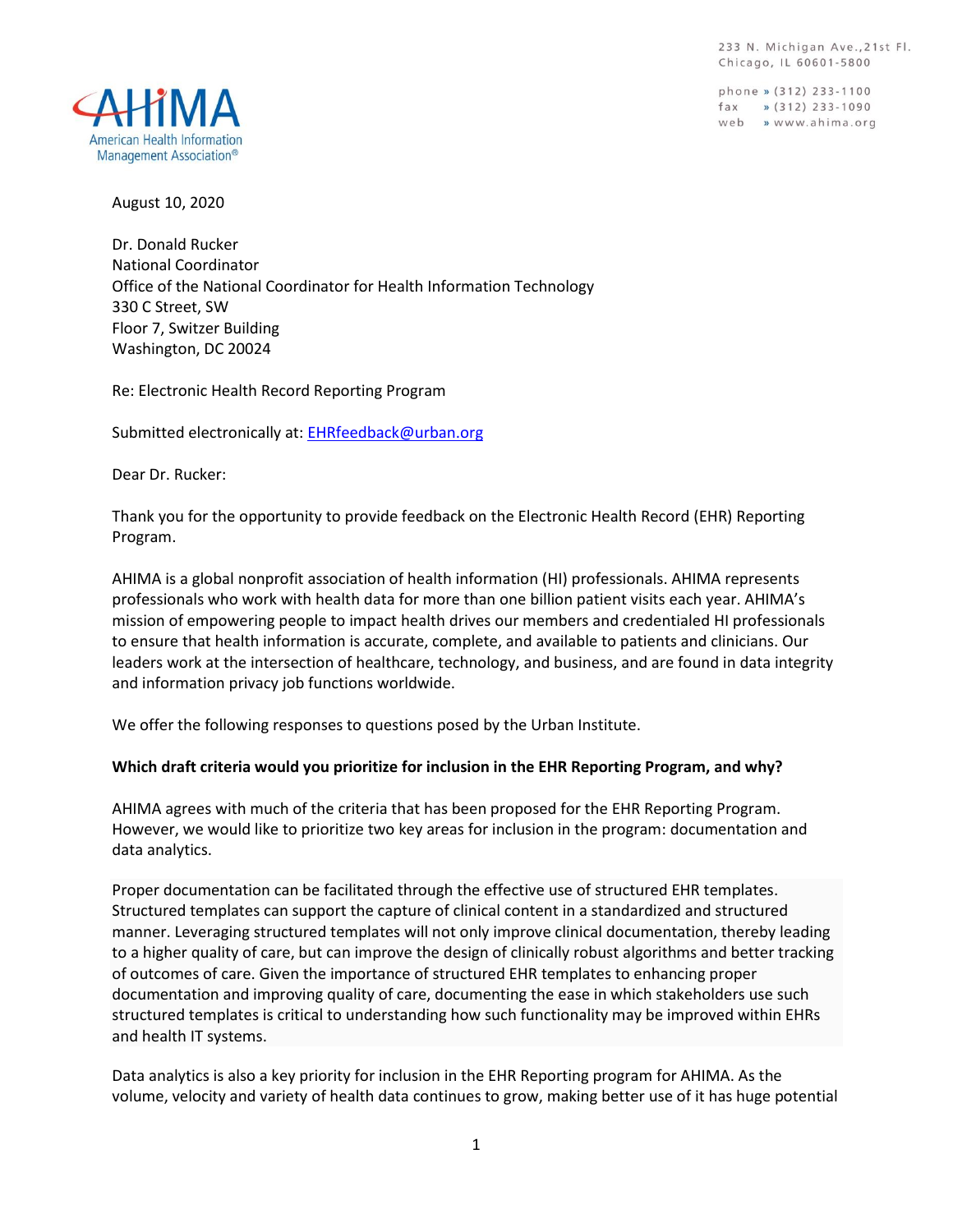AHIMA
American Health Information Management Association®

233 N. Michigan Ave., 21st Fl.
Chicago, IL 60601-5800

phone » (312) 233-1100
fax » (312) 233-1090
web » www.ahima.org

August 10, 2020

Dr. Donald Rucker
National Coordinator
Office of the National Coordinator for Health Information Technology
330 C Street, SW
Floor 7, Switzer Building
Washington, DC 20024

Re: Electronic Health Record Reporting Program

Submitted electronically at: [EHRfeedback@urban.org](mailto:EHRfeedback@urban.org)

Dear Dr. Rucker:

Thank you for the opportunity to provide feedback on the Electronic Health Record (EHR) Reporting Program.

AHIMA is a global nonprofit association of health information (HI) professionals. AHIMA represents professionals who work with health data for more than one billion patient visits each year. AHIMA's mission of empowering people to impact health drives our members and credentialed HI professionals to ensure that health information is accurate, complete, and available to patients and clinicians. Our leaders work at the intersection of healthcare, technology, and business, and are found in data integrity and information privacy job functions worldwide.

We offer the following responses to questions posed by the Urban Institute.

**Which draft criteria would you prioritize for inclusion in the EHR Reporting Program, and why?**

AHIMA agrees with much of the criteria that has been proposed for the EHR Reporting Program. However, we would like to prioritize two key areas for inclusion in the program: documentation and data analytics.

Proper documentation can be facilitated through the effective use of structured EHR templates. Structured templates can support the capture of clinical content in a standardized and structured manner. Leveraging structured templates will not only improve clinical documentation, thereby leading to a higher quality of care, but can improve the design of clinically robust algorithms and better tracking of outcomes of care. Given the importance of structured EHR templates to enhancing proper documentation and improving quality of care, documenting the ease in which stakeholders use such structured templates is critical to understanding how such functionality may be improved within EHRs and health IT systems.

Data analytics is also a key priority for inclusion in the EHR Reporting program for AHIMA. As the volume, velocity and variety of health data continues to grow, making better use of it has huge potential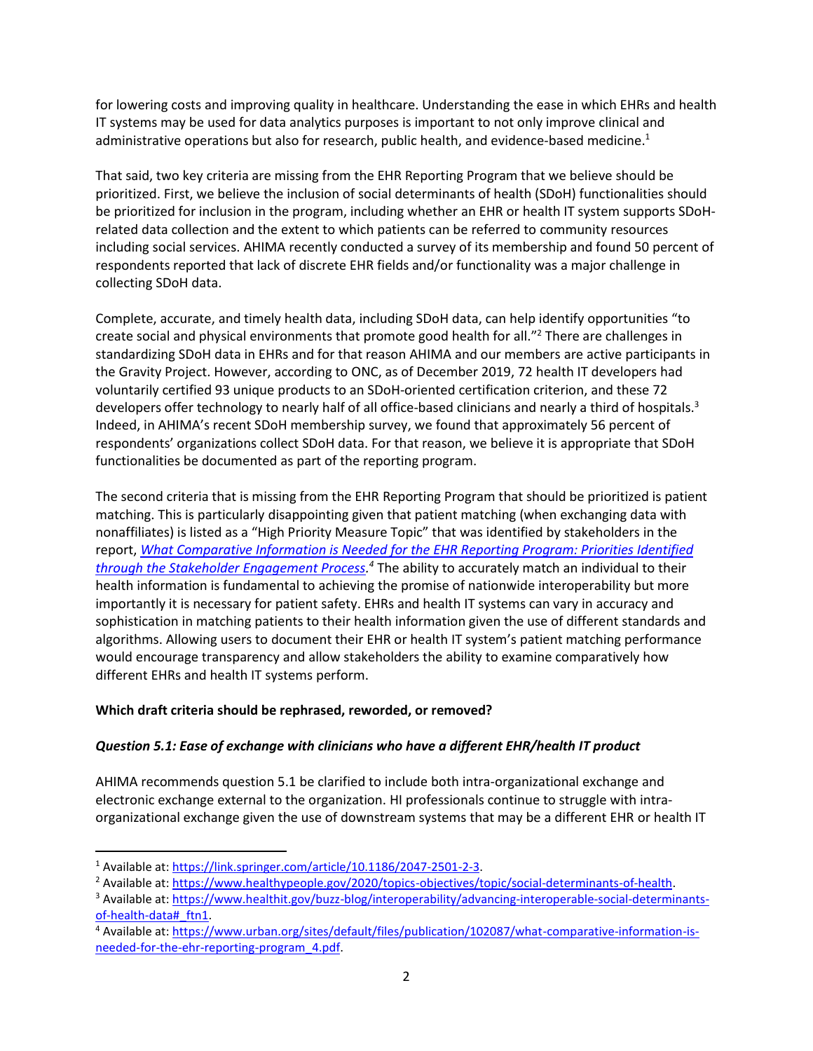for lowering costs and improving quality in healthcare. Understanding the ease in which EHRs and health IT systems may be used for data analytics purposes is important to not only improve clinical and administrative operations but also for research, public health, and evidence-based medicine.[1]

That said, two key criteria are missing from the EHR Reporting Program that we believe should be prioritized. First, we believe the inclusion of social determinants of health (SDoH) functionalities should be prioritized for inclusion in the program, including whether an EHR or health IT system supports SDoH-related data collection and the extent to which patients can be referred to community resources including social services. AHIMA recently conducted a survey of its membership and found 50 percent of respondents reported that lack of discrete EHR fields and/or functionality was a major challenge in collecting SDoH data.

Complete, accurate, and timely health data, including SDoH data, can help identify opportunities "to create social and physical environments that promote good health for all."[2] There are challenges in standardizing SDoH data in EHRs and for that reason AHIMA and our members are active participants in the Gravity Project. However, according to ONC, as of December 2019, 72 health IT developers had voluntarily certified 93 unique products to an SDoH-oriented certification criterion, and these 72 developers offer technology to nearly half of all office-based clinicians and nearly a third of hospitals.[3] Indeed, in AHIMA's recent SDoH membership survey, we found that approximately 56 percent of respondents' organizations collect SDoH data. For that reason, we believe it is appropriate that SDoH functionalities be documented as part of the reporting program.

The second criteria that is missing from the EHR Reporting Program that should be prioritized is patient matching. This is particularly disappointing given that patient matching (when exchanging data with nonaffiliates) is listed as a "High Priority Measure Topic" that was identified by stakeholders in the report, *What Comparative Information is Needed for the EHR Reporting Program: Priorities Identified through the Stakeholder Engagement Process*.[4] The ability to accurately match an individual to their health information is fundamental to achieving the promise of nationwide interoperability but more importantly it is necessary for patient safety. EHRs and health IT systems can vary in accuracy and sophistication in matching patients to their health information given the use of different standards and algorithms. Allowing users to document their EHR or health IT system's patient matching performance would encourage transparency and allow stakeholders the ability to examine comparatively how different EHRs and health IT systems perform.

**Which draft criteria should be rephrased, reworded, or removed?**

***Question 5.1: Ease of exchange with clinicians who have a different EHR/health IT product***

AHIMA recommends question 5.1 be clarified to include both intra-organizational exchange and electronic exchange external to the organization. HI professionals continue to struggle with intra-organizational exchange given the use of downstream systems that may be a different EHR or health IT

---

[1] Available at: https://link.springer.com/article/10.1186/2047-2501-2-3.

[2] Available at: https://www.healthypeople.gov/2020/topics-objectives/topic/social-determinants-of-health.

[3] Available at: https://www.healthit.gov/buzz-blog/interoperability/advancing-interoperable-social-determinants-of-health-data#_ftn1.

[4] Available at: https://www.urban.org/sites/default/files/publication/102087/what-comparative-information-is-needed-for-the-ehr-reporting-program_4.pdf.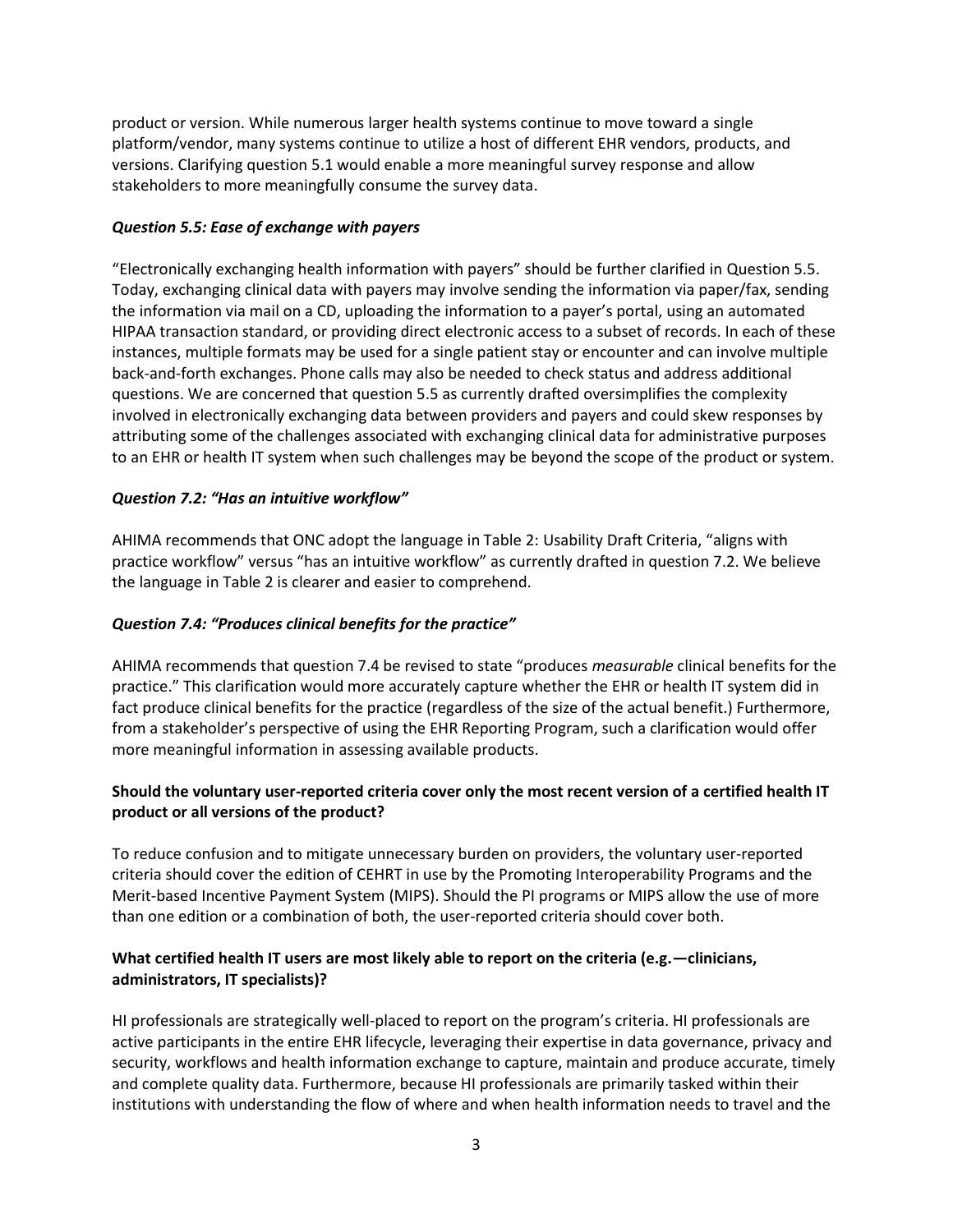product or version. While numerous larger health systems continue to move toward a single platform/vendor, many systems continue to utilize a host of different EHR vendors, products, and versions. Clarifying question 5.1 would enable a more meaningful survey response and allow stakeholders to more meaningfully consume the survey data.

### *Question 5.5: Ease of exchange with payers*

"Electronically exchanging health information with payers" should be further clarified in Question 5.5. Today, exchanging clinical data with payers may involve sending the information via paper/fax, sending the information via mail on a CD, uploading the information to a payer's portal, using an automated HIPAA transaction standard, or providing direct electronic access to a subset of records. In each of these instances, multiple formats may be used for a single patient stay or encounter and can involve multiple back-and-forth exchanges. Phone calls may also be needed to check status and address additional questions. We are concerned that question 5.5 as currently drafted oversimplifies the complexity involved in electronically exchanging data between providers and payers and could skew responses by attributing some of the challenges associated with exchanging clinical data for administrative purposes to an EHR or health IT system when such challenges may be beyond the scope of the product or system.

### *Question 7.2: "Has an intuitive workflow"*

AHIMA recommends that ONC adopt the language in Table 2: Usability Draft Criteria, "aligns with practice workflow" versus "has an intuitive workflow" as currently drafted in question 7.2. We believe the language in Table 2 is clearer and easier to comprehend.

### *Question 7.4: "Produces clinical benefits for the practice"*

AHIMA recommends that question 7.4 be revised to state "produces *measurable* clinical benefits for the practice." This clarification would more accurately capture whether the EHR or health IT system did in fact produce clinical benefits for the practice (regardless of the size of the actual benefit.) Furthermore, from a stakeholder's perspective of using the EHR Reporting Program, such a clarification would offer more meaningful information in assessing available products.

### **Should the voluntary user-reported criteria cover only the most recent version of a certified health IT product or all versions of the product?**

To reduce confusion and to mitigate unnecessary burden on providers, the voluntary user-reported criteria should cover the edition of CEHRT in use by the Promoting Interoperability Programs and the Merit-based Incentive Payment System (MIPS). Should the PI programs or MIPS allow the use of more than one edition or a combination of both, the user-reported criteria should cover both.

### **What certified health IT users are most likely able to report on the criteria (e.g.—clinicians, administrators, IT specialists)?**

HI professionals are strategically well-placed to report on the program's criteria. HI professionals are active participants in the entire EHR lifecycle, leveraging their expertise in data governance, privacy and security, workflows and health information exchange to capture, maintain and produce accurate, timely and complete quality data. Furthermore, because HI professionals are primarily tasked within their institutions with understanding the flow of where and when health information needs to travel and the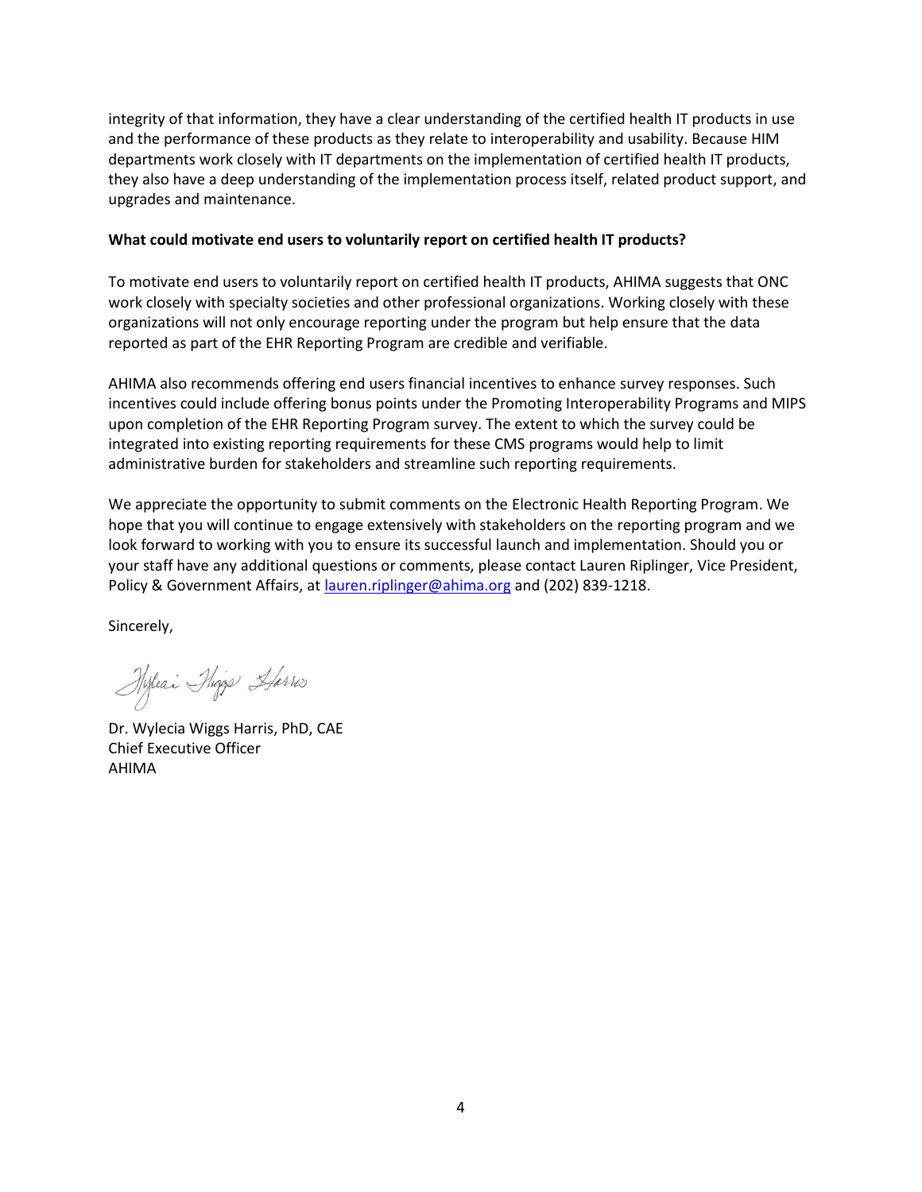integrity of that information, they have a clear understanding of the certified health IT products in use and the performance of these products as they relate to interoperability and usability. Because HIM departments work closely with IT departments on the implementation of certified health IT products, they also have a deep understanding of the implementation process itself, related product support, and upgrades and maintenance.

**What could motivate end users to voluntarily report on certified health IT products?**

To motivate end users to voluntarily report on certified health IT products, AHIMA suggests that ONC work closely with specialty societies and other professional organizations. Working closely with these organizations will not only encourage reporting under the program but help ensure that the data reported as part of the EHR Reporting Program are credible and verifiable.

AHIMA also recommends offering end users financial incentives to enhance survey responses. Such incentives could include offering bonus points under the Promoting Interoperability Programs and MIPS upon completion of the EHR Reporting Program survey. The extent to which the survey could be integrated into existing reporting requirements for these CMS programs would help to limit administrative burden for stakeholders and streamline such reporting requirements.

We appreciate the opportunity to submit comments on the Electronic Health Reporting Program. We hope that you will continue to engage extensively with stakeholders on the reporting program and we look forward to working with you to ensure its successful launch and implementation. Should you or your staff have any additional questions or comments, please contact Lauren Riplinger, Vice President, Policy & Government Affairs, at lauren.riplinger@ahima.org and (202) 839-1218.

Sincerely,

Dr. Wylecia Wiggs Harris, PhD, CAE
Chief Executive Officer
AHIMA